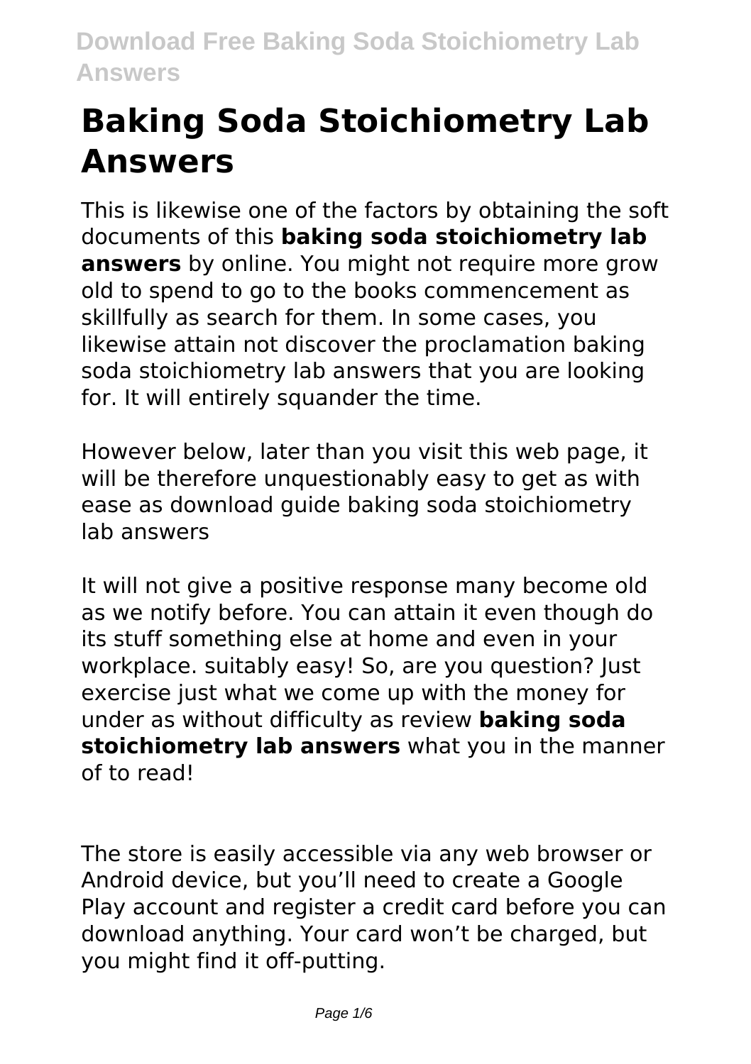# Baking Soda Stoichiometry Lab Answers

This is likewise one of the factors by obtaining the soft documents of this **baking soda stoichiometry lab answers** by online. You might not require more grow old to spend to go to the books commencement as skillfully as search for them. In some cases, you likewise attain not discover the proclamation baking soda stoichiometry lab answers that you are looking for. It will entirely squander the time.

However below, later than you visit this web page, it will be therefore unquestionably easy to get as with ease as download guide baking soda stoichiometry lab answers

It will not give a positive response many become old as we notify before. You can attain it even though do its stuff something else at home and even in your workplace. suitably easy! So, are you question? Just exercise just what we come up with the money for under as without difficulty as review **baking soda stoichiometry lab answers** what you in the manner of to read!

The store is easily accessible via any web browser or Android device, but you'll need to create a Google Play account and register a credit card before you can download anything. Your card won't be charged, but you might find it off-putting.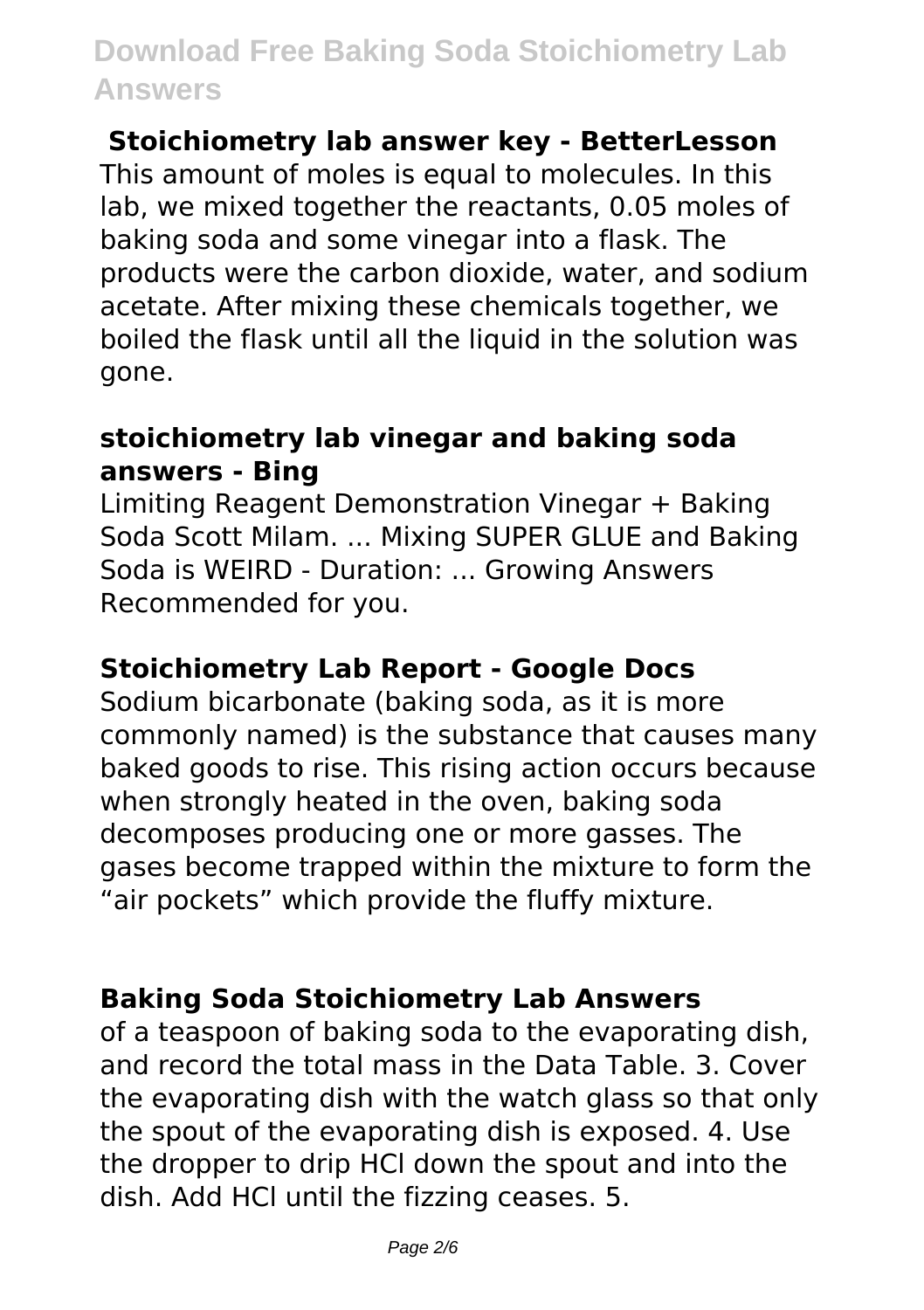### Stoichiometry lab answer key - BetterLesson

This amount of moles is equal to molecules. In this lab, we mixed together the reactants, 0.05 moles of baking soda and some vinegar into a flask. The products were the carbon dioxide, water, and sodium acetate. After mixing these chemicals together, we boiled the flask until all the liquid in the solution was gone.

### stoichiometry lab vinegar and baking soda answers - Bing

Limiting Reagent Demonstration Vinegar + Baking Soda Scott Milam. ... Mixing SUPER GLUE and Baking Soda is WEIRD - Duration: ... Growing Answers Recommended for you.

### Stoichiometry Lab Report - Google Docs

Sodium bicarbonate (baking soda, as it is more commonly named) is the substance that causes many baked goods to rise. This rising action occurs because when strongly heated in the oven, baking soda decomposes producing one or more gasses. The gases become trapped within the mixture to form the "air pockets" which provide the fluffy mixture.

### Baking Soda Stoichiometry Lab Answers

of a teaspoon of baking soda to the evaporating dish, and record the total mass in the Data Table. 3. Cover the evaporating dish with the watch glass so that only the spout of the evaporating dish is exposed. 4. Use the dropper to drip HCl down the spout and into the dish. Add HCl until the fizzing ceases. 5.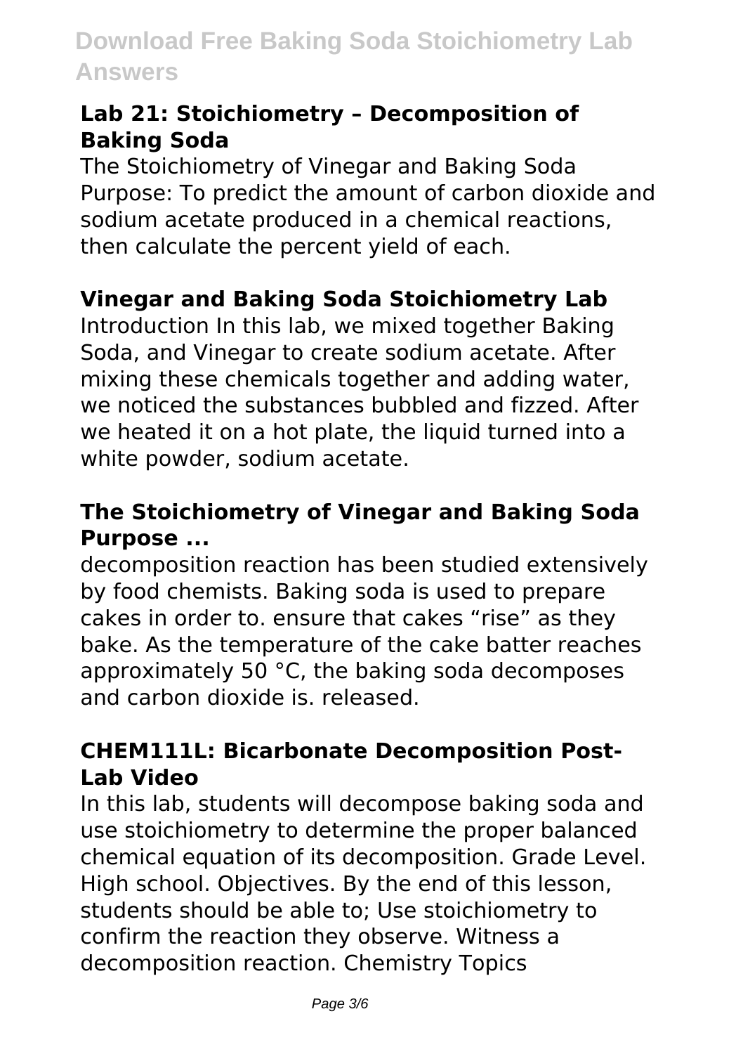### Lab 21: Stoichiometry – Decomposition of Baking Soda

The Stoichiometry of Vinegar and Baking Soda Purpose: To predict the amount of carbon dioxide and sodium acetate produced in a chemical reactions, then calculate the percent yield of each.

### Vinegar and Baking Soda Stoichiometry Lab

Introduction In this lab, we mixed together Baking Soda, and Vinegar to create sodium acetate. After mixing these chemicals together and adding water, we noticed the substances bubbled and fizzed. After we heated it on a hot plate, the liquid turned into a white powder, sodium acetate.

### The Stoichiometry of Vinegar and Baking Soda Purpose ...

decomposition reaction has been studied extensively by food chemists. Baking soda is used to prepare cakes in order to. ensure that cakes “rise” as they bake. As the temperature of the cake batter reaches approximately 50 °C, the baking soda decomposes and carbon dioxide is. released.

### CHEM111L: Bicarbonate Decomposition Post-Lab Video

In this lab, students will decompose baking soda and use stoichiometry to determine the proper balanced chemical equation of its decomposition. Grade Level. High school. Objectives. By the end of this lesson, students should be able to; Use stoichiometry to confirm the reaction they observe. Witness a decomposition reaction. Chemistry Topics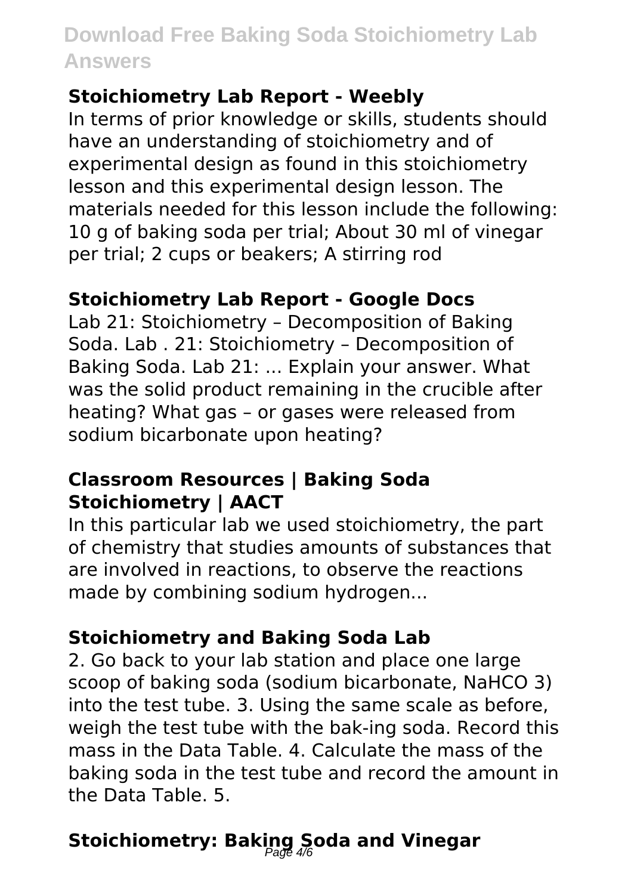### Stoichiometry Lab Report - Weebly

In terms of prior knowledge or skills, students should have an understanding of stoichiometry and of experimental design as found in this stoichiometry lesson and this experimental design lesson. The materials needed for this lesson include the following: 10 g of baking soda per trial; About 30 ml of vinegar per trial; 2 cups or beakers; A stirring rod

### Stoichiometry Lab Report - Google Docs

Lab 21: Stoichiometry – Decomposition of Baking Soda. Lab . 21: Stoichiometry – Decomposition of Baking Soda. Lab 21: ... Explain your answer. What was the solid product remaining in the crucible after heating? What gas – or gases were released from sodium bicarbonate upon heating?

### Classroom Resources | Baking Soda Stoichiometry | AACT

In this particular lab we used stoichiometry, the part of chemistry that studies amounts of substances that are involved in reactions, to observe the reactions made by combining sodium hydrogen...

### Stoichiometry and Baking Soda Lab

2. Go back to your lab station and place one large scoop of baking soda (sodium bicarbonate, $NaHCO_3$) into the test tube. 3. Using the same scale as before, weigh the test tube with the bak-ing soda. Record this mass in the Data Table. 4. Calculate the mass of the baking soda in the test tube and record the amount in the Data Table. 5.

### Stoichiometry: Baking Soda and Vinegar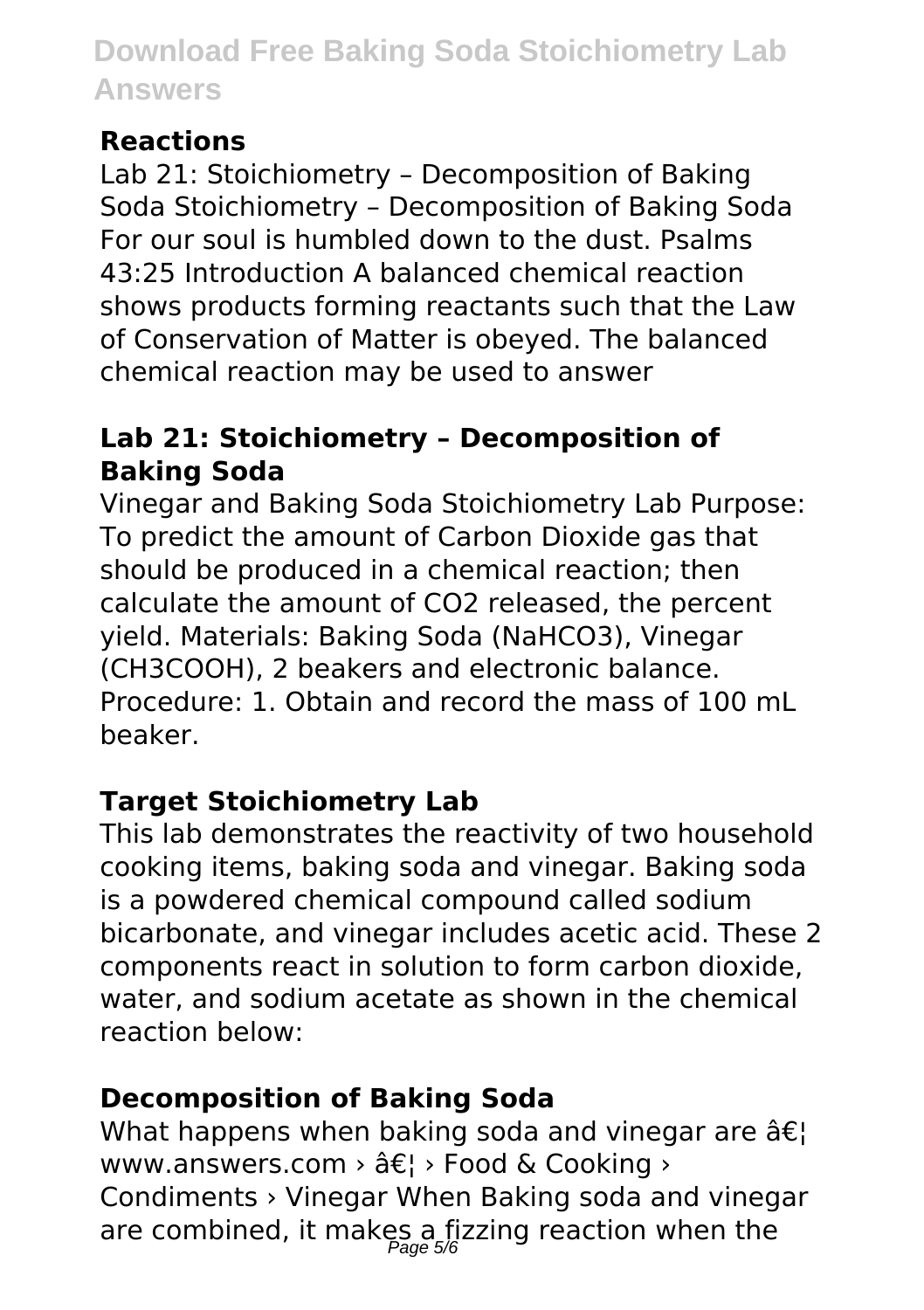## Reactions

Lab 21: Stoichiometry – Decomposition of Baking Soda Stoichiometry – Decomposition of Baking Soda For our soul is humbled down to the dust. Psalms 43:25 Introduction A balanced chemical reaction shows products forming reactants such that the Law of Conservation of Matter is obeyed. The balanced chemical reaction may be used to answer

## Lab 21: Stoichiometry – Decomposition of Baking Soda

Vinegar and Baking Soda Stoichiometry Lab Purpose: To predict the amount of Carbon Dioxide gas that should be produced in a chemical reaction; then calculate the amount of CO2 released, the percent yield. Materials: Baking Soda (NaHCO3), Vinegar (CH3COOH), 2 beakers and electronic balance. Procedure: 1. Obtain and record the mass of 100 mL beaker.

## Target Stoichiometry Lab

This lab demonstrates the reactivity of two household cooking items, baking soda and vinegar. Baking soda is a powdered chemical compound called sodium bicarbonate, and vinegar includes acetic acid. These 2 components react in solution to form carbon dioxide, water, and sodium acetate as shown in the chemical reaction below:

## Decomposition of Baking Soda

What happens when baking soda and vinegar are â€¦ www.answers.com › â€¦ › Food & Cooking › Condiments › Vinegar When Baking soda and vinegar are combined, it makes a fizzing reaction when the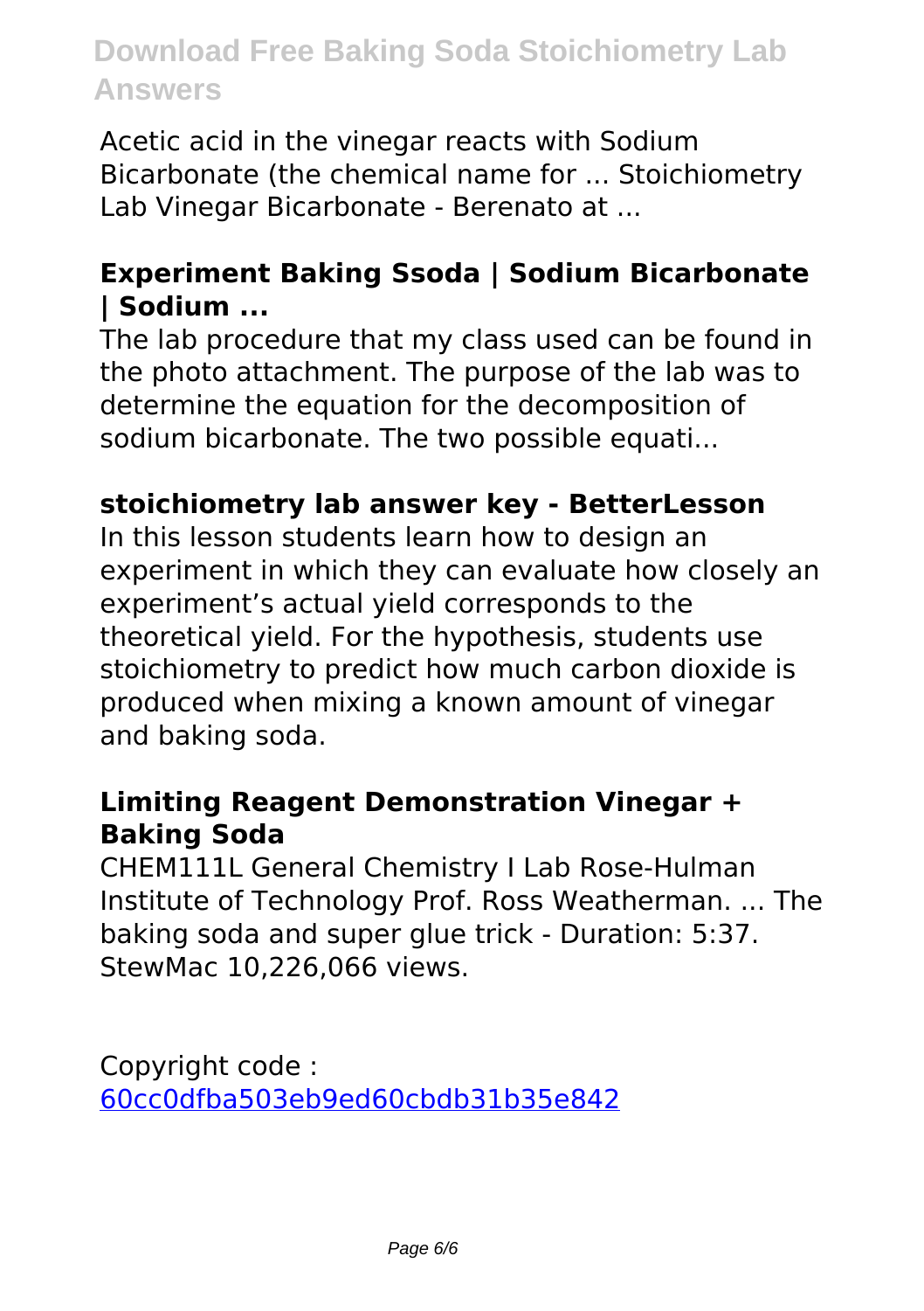Acetic acid in the vinegar reacts with Sodium Bicarbonate (the chemical name for ... Stoichiometry Lab Vinegar Bicarbonate - Berenato at ...

### Experiment Baking Ssoda | Sodium Bicarbonate | Sodium ...

The lab procedure that my class used can be found in the photo attachment. The purpose of the lab was to determine the equation for the decomposition of sodium bicarbonate. The two possible equati...

### stoichiometry lab answer key - BetterLesson

In this lesson students learn how to design an experiment in which they can evaluate how closely an experiment's actual yield corresponds to the theoretical yield. For the hypothesis, students use stoichiometry to predict how much carbon dioxide is produced when mixing a known amount of vinegar and baking soda.

### Limiting Reagent Demonstration Vinegar + Baking Soda

CHEM111L General Chemistry I Lab Rose-Hulman Institute of Technology Prof. Ross Weatherman. ... The baking soda and super glue trick - Duration: 5:37. StewMac 10,226,066 views.

Copyright code : 60cc0dfba503eb9ed60cbdb31b35e842